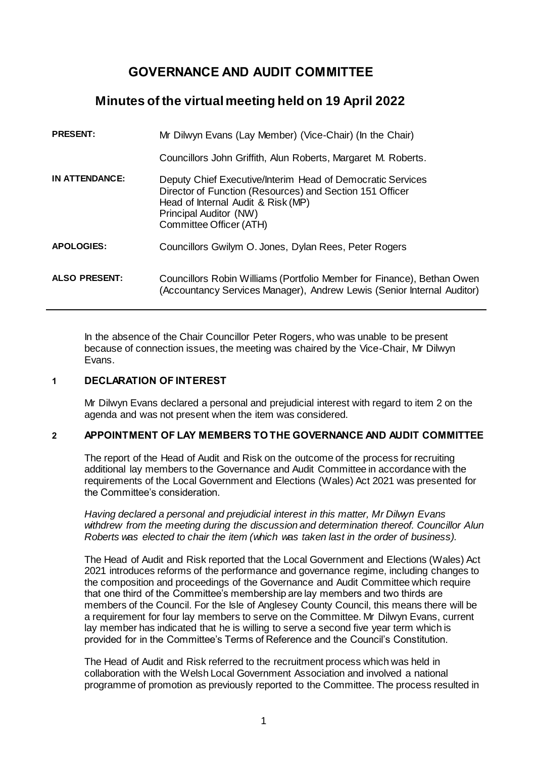# GOVERNANCE AND AUDIT COMMITTEE

## Minutes of the virtual meeting held on 19 April 2022

| | |
|---|---|
| **PRESENT:** | Mr Dilwyn Evans (Lay Member) (Vice-Chair) (In the Chair)<br><br>Councillors John Griffith, Alun Roberts, Margaret M. Roberts. |
| **IN ATTENDANCE:** | Deputy Chief Executive/Interim Head of Democratic Services<br>Director of Function (Resources) and Section 151 Officer<br>Head of Internal Audit & Risk (MP)<br>Principal Auditor (NW)<br>Committee Officer (ATH) |
| **APOLOGIES:** | Councillors Gwilym O. Jones, Dylan Rees, Peter Rogers |
| **ALSO PRESENT:** | Councillors Robin Williams (Portfolio Member for Finance), Bethan Owen (Accountancy Services Manager), Andrew Lewis (Senior Internal Auditor) |

In the absence of the Chair Councillor Peter Rogers, who was unable to be present because of connection issues, the meeting was chaired by the Vice-Chair, Mr Dilwyn Evans.

### 1 DECLARATION OF INTEREST

Mr Dilwyn Evans declared a personal and prejudicial interest with regard to item 2 on the agenda and was not present when the item was considered.

### 2 APPOINTMENT OF LAY MEMBERS TO THE GOVERNANCE AND AUDIT COMMITTEE

The report of the Head of Audit and Risk on the outcome of the process for recruiting additional lay members to the Governance and Audit Committee in accordance with the requirements of the Local Government and Elections (Wales) Act 2021 was presented for the Committee's consideration.

*Having declared a personal and prejudicial interest in this matter, Mr Dilwyn Evans withdrew from the meeting during the discussion and determination thereof. Councillor Alun Roberts was elected to chair the item (which was taken last in the order of business).*

The Head of Audit and Risk reported that the Local Government and Elections (Wales) Act 2021 introduces reforms of the performance and governance regime, including changes to the composition and proceedings of the Governance and Audit Committee which require that one third of the Committee's membership are lay members and two thirds are members of the Council. For the Isle of Anglesey County Council, this means there will be a requirement for four lay members to serve on the Committee. Mr Dilwyn Evans, current lay member has indicated that he is willing to serve a second five year term which is provided for in the Committee's Terms of Reference and the Council's Constitution.

The Head of Audit and Risk referred to the recruitment process which was held in collaboration with the Welsh Local Government Association and involved a national programme of promotion as previously reported to the Committee. The process resulted in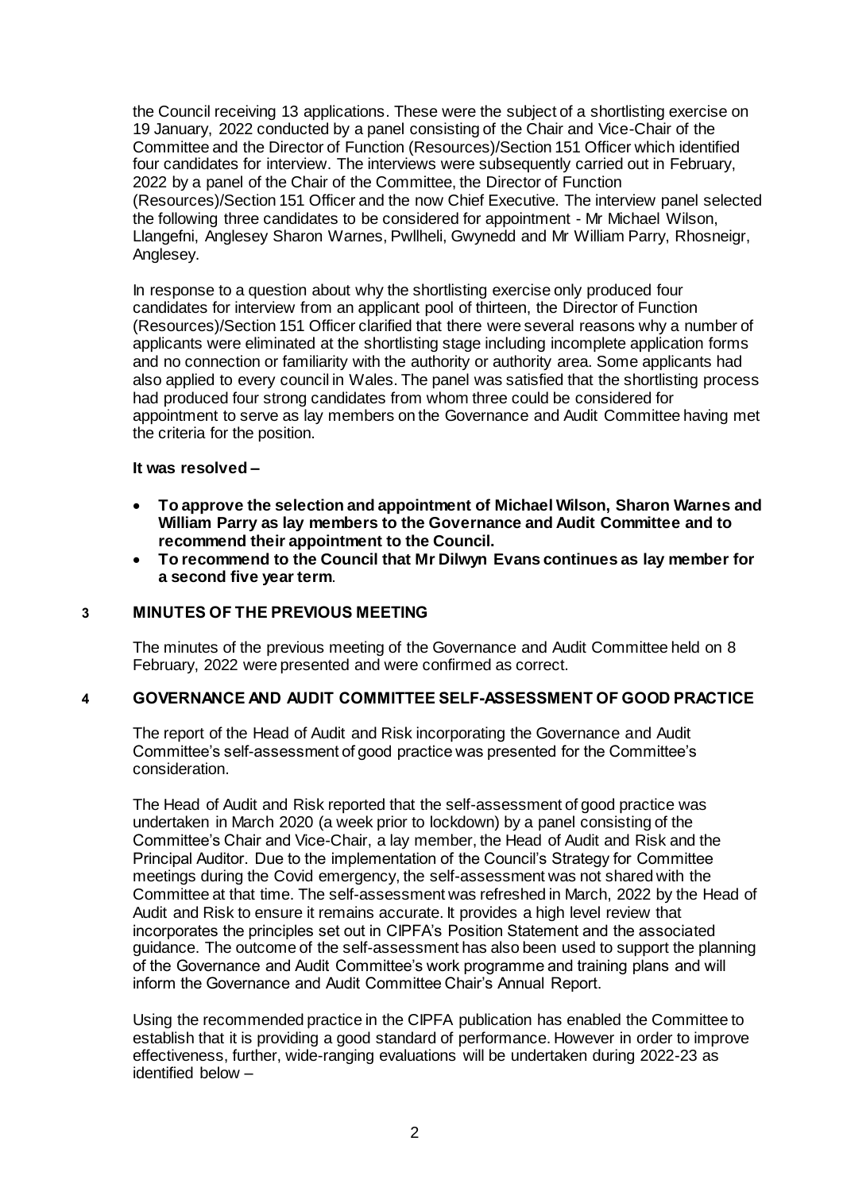the Council receiving 13 applications. These were the subject of a shortlisting exercise on 19 January, 2022 conducted by a panel consisting of the Chair and Vice-Chair of the Committee and the Director of Function (Resources)/Section 151 Officer which identified four candidates for interview. The interviews were subsequently carried out in February, 2022 by a panel of the Chair of the Committee, the Director of Function (Resources)/Section 151 Officer and the now Chief Executive. The interview panel selected the following three candidates to be considered for appointment - Mr Michael Wilson, Llangefni, Anglesey Sharon Warnes, Pwllheli, Gwynedd and Mr William Parry, Rhosneigr, Anglesey.

In response to a question about why the shortlisting exercise only produced four candidates for interview from an applicant pool of thirteen, the Director of Function (Resources)/Section 151 Officer clarified that there were several reasons why a number of applicants were eliminated at the shortlisting stage including incomplete application forms and no connection or familiarity with the authority or authority area. Some applicants had also applied to every council in Wales. The panel was satisfied that the shortlisting process had produced four strong candidates from whom three could be considered for appointment to serve as lay members on the Governance and Audit Committee having met the criteria for the position.

**It was resolved –**

- **To approve the selection and appointment of Michael Wilson, Sharon Warnes and William Parry as lay members to the Governance and Audit Committee and to recommend their appointment to the Council.**
- **To recommend to the Council that Mr Dilwyn Evans continues as lay member for a second five year term**.

## 3 MINUTES OF THE PREVIOUS MEETING

The minutes of the previous meeting of the Governance and Audit Committee held on 8 February, 2022 were presented and were confirmed as correct.

## 4 GOVERNANCE AND AUDIT COMMITTEE SELF-ASSESSMENT OF GOOD PRACTICE

The report of the Head of Audit and Risk incorporating the Governance and Audit Committee's self-assessment of good practice was presented for the Committee's consideration.

The Head of Audit and Risk reported that the self-assessment of good practice was undertaken in March 2020 (a week prior to lockdown) by a panel consisting of the Committee's Chair and Vice-Chair, a lay member, the Head of Audit and Risk and the Principal Auditor. Due to the implementation of the Council's Strategy for Committee meetings during the Covid emergency, the self-assessment was not shared with the Committee at that time. The self-assessment was refreshed in March, 2022 by the Head of Audit and Risk to ensure it remains accurate. It provides a high level review that incorporates the principles set out in CIPFA's Position Statement and the associated guidance. The outcome of the self-assessment has also been used to support the planning of the Governance and Audit Committee's work programme and training plans and will inform the Governance and Audit Committee Chair's Annual Report.

Using the recommended practice in the CIPFA publication has enabled the Committee to establish that it is providing a good standard of performance. However in order to improve effectiveness, further, wide-ranging evaluations will be undertaken during 2022-23 as identified below –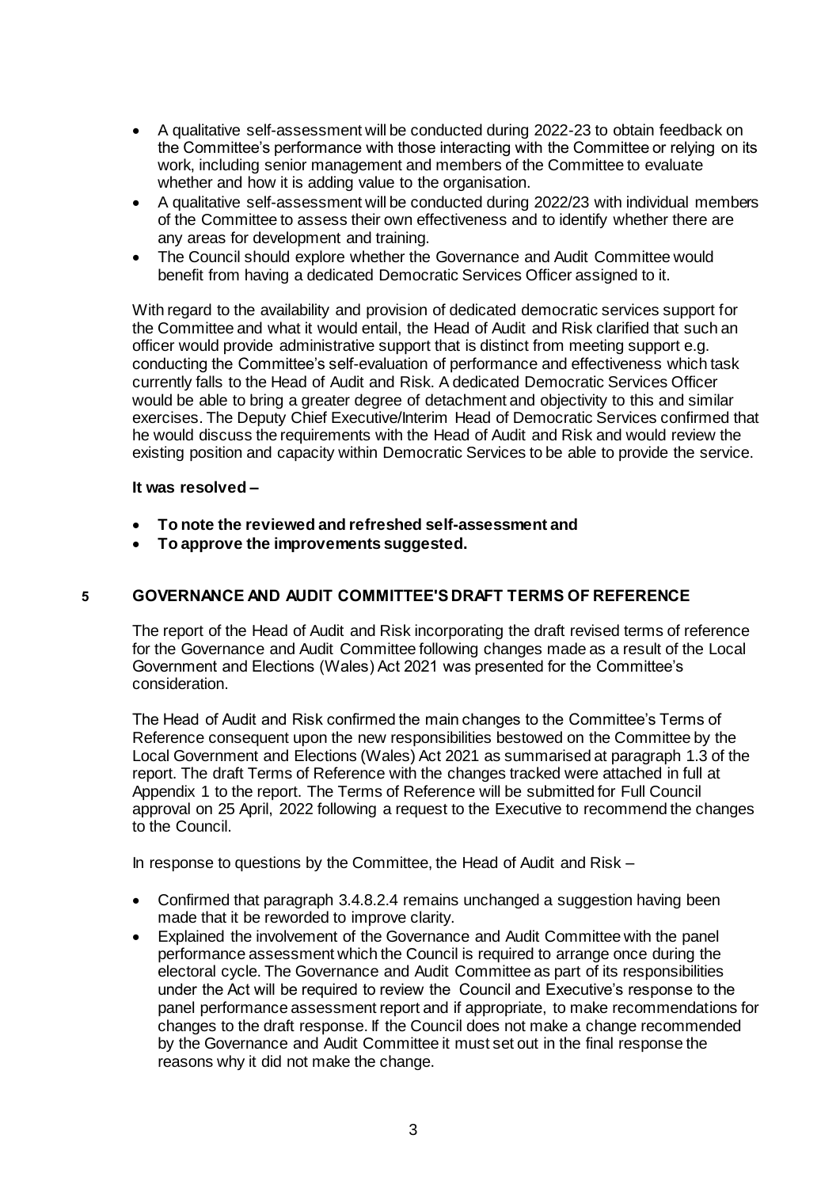- A qualitative self-assessment will be conducted during 2022-23 to obtain feedback on the Committee's performance with those interacting with the Committee or relying on its work, including senior management and members of the Committee to evaluate whether and how it is adding value to the organisation.
- A qualitative self-assessment will be conducted during 2022/23 with individual members of the Committee to assess their own effectiveness and to identify whether there are any areas for development and training.
- The Council should explore whether the Governance and Audit Committee would benefit from having a dedicated Democratic Services Officer assigned to it.

With regard to the availability and provision of dedicated democratic services support for the Committee and what it would entail, the Head of Audit and Risk clarified that such an officer would provide administrative support that is distinct from meeting support e.g. conducting the Committee's self-evaluation of performance and effectiveness which task currently falls to the Head of Audit and Risk. A dedicated Democratic Services Officer would be able to bring a greater degree of detachment and objectivity to this and similar exercises. The Deputy Chief Executive/Interim Head of Democratic Services confirmed that he would discuss the requirements with the Head of Audit and Risk and would review the existing position and capacity within Democratic Services to be able to provide the service.

**It was resolved –**

- **To note the reviewed and refreshed self-assessment and**
- **To approve the improvements suggested.**

## 5 GOVERNANCE AND AUDIT COMMITTEE'S DRAFT TERMS OF REFERENCE

The report of the Head of Audit and Risk incorporating the draft revised terms of reference for the Governance and Audit Committee following changes made as a result of the Local Government and Elections (Wales) Act 2021 was presented for the Committee's consideration.

The Head of Audit and Risk confirmed the main changes to the Committee's Terms of Reference consequent upon the new responsibilities bestowed on the Committee by the Local Government and Elections (Wales) Act 2021 as summarised at paragraph 1.3 of the report. The draft Terms of Reference with the changes tracked were attached in full at Appendix 1 to the report. The Terms of Reference will be submitted for Full Council approval on 25 April, 2022 following a request to the Executive to recommend the changes to the Council.

In response to questions by the Committee, the Head of Audit and Risk –

- Confirmed that paragraph 3.4.8.2.4 remains unchanged a suggestion having been made that it be reworded to improve clarity.
- Explained the involvement of the Governance and Audit Committee with the panel performance assessment which the Council is required to arrange once during the electoral cycle. The Governance and Audit Committee as part of its responsibilities under the Act will be required to review the Council and Executive's response to the panel performance assessment report and if appropriate, to make recommendations for changes to the draft response. If the Council does not make a change recommended by the Governance and Audit Committee it must set out in the final response the reasons why it did not make the change.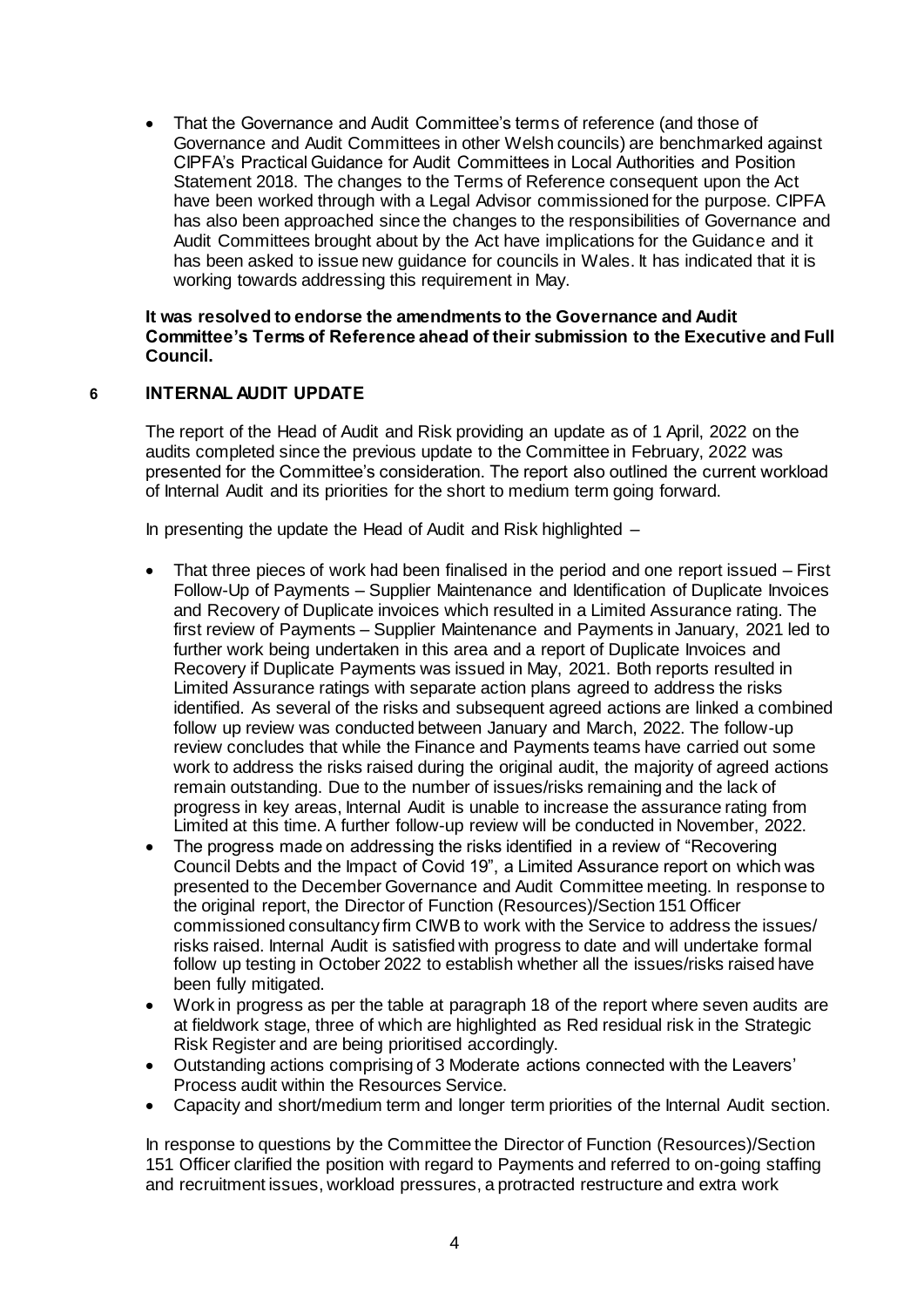- That the Governance and Audit Committee's terms of reference (and those of Governance and Audit Committees in other Welsh councils) are benchmarked against CIPFA's Practical Guidance for Audit Committees in Local Authorities and Position Statement 2018. The changes to the Terms of Reference consequent upon the Act have been worked through with a Legal Advisor commissioned for the purpose. CIPFA has also been approached since the changes to the responsibilities of Governance and Audit Committees brought about by the Act have implications for the Guidance and it has been asked to issue new guidance for councils in Wales. It has indicated that it is working towards addressing this requirement in May.

**It was resolved to endorse the amendments to the Governance and Audit Committee's Terms of Reference ahead of their submission to the Executive and Full Council.**

## 6 INTERNAL AUDIT UPDATE

The report of the Head of Audit and Risk providing an update as of 1 April, 2022 on the audits completed since the previous update to the Committee in February, 2022 was presented for the Committee's consideration. The report also outlined the current workload of Internal Audit and its priorities for the short to medium term going forward.

In presenting the update the Head of Audit and Risk highlighted –

- That three pieces of work had been finalised in the period and one report issued – First Follow-Up of Payments – Supplier Maintenance and Identification of Duplicate Invoices and Recovery of Duplicate invoices which resulted in a Limited Assurance rating. The first review of Payments – Supplier Maintenance and Payments in January, 2021 led to further work being undertaken in this area and a report of Duplicate Invoices and Recovery if Duplicate Payments was issued in May, 2021. Both reports resulted in Limited Assurance ratings with separate action plans agreed to address the risks identified. As several of the risks and subsequent agreed actions are linked a combined follow up review was conducted between January and March, 2022. The follow-up review concludes that while the Finance and Payments teams have carried out some work to address the risks raised during the original audit, the majority of agreed actions remain outstanding. Due to the number of issues/risks remaining and the lack of progress in key areas, Internal Audit is unable to increase the assurance rating from Limited at this time. A further follow-up review will be conducted in November, 2022.
- The progress made on addressing the risks identified in a review of "Recovering Council Debts and the Impact of Covid 19", a Limited Assurance report on which was presented to the December Governance and Audit Committee meeting. In response to the original report, the Director of Function (Resources)/Section 151 Officer commissioned consultancy firm CIWB to work with the Service to address the issues/ risks raised. Internal Audit is satisfied with progress to date and will undertake formal follow up testing in October 2022 to establish whether all the issues/risks raised have been fully mitigated.
- Work in progress as per the table at paragraph 18 of the report where seven audits are at fieldwork stage, three of which are highlighted as Red residual risk in the Strategic Risk Register and are being prioritised accordingly.
- Outstanding actions comprising of 3 Moderate actions connected with the Leavers' Process audit within the Resources Service.
- Capacity and short/medium term and longer term priorities of the Internal Audit section.

In response to questions by the Committee the Director of Function (Resources)/Section 151 Officer clarified the position with regard to Payments and referred to on-going staffing and recruitment issues, workload pressures, a protracted restructure and extra work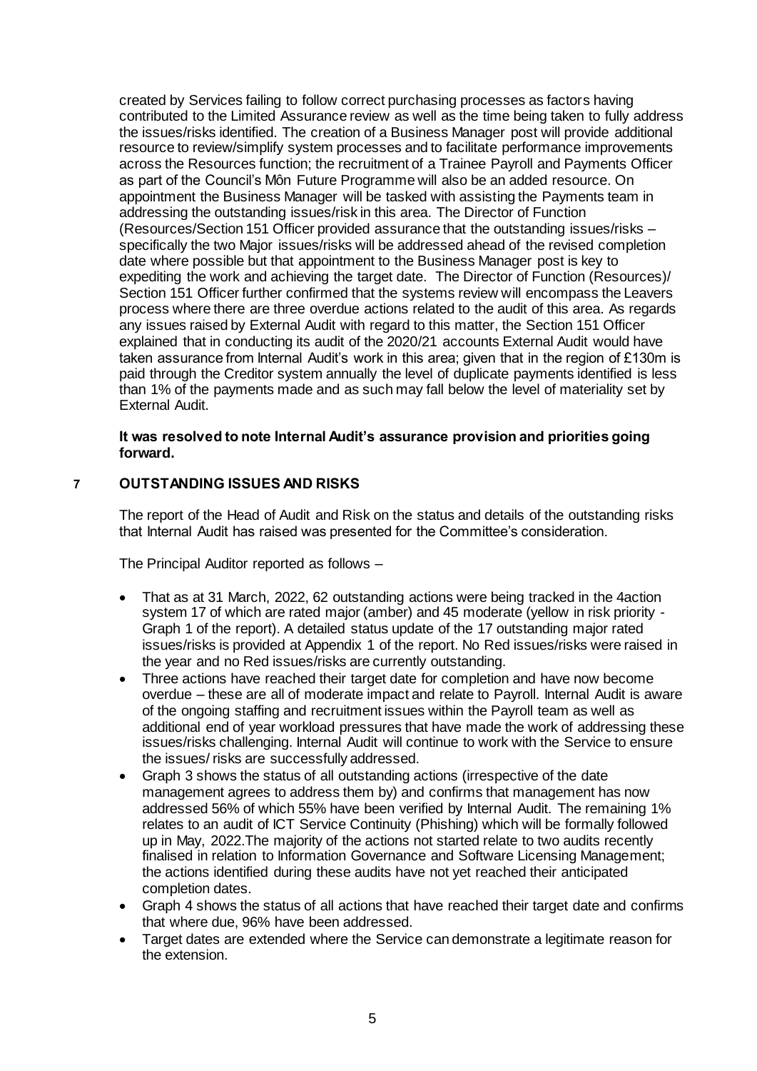created by Services failing to follow correct purchasing processes as factors having contributed to the Limited Assurance review as well as the time being taken to fully address the issues/risks identified. The creation of a Business Manager post will provide additional resource to review/simplify system processes and to facilitate performance improvements across the Resources function; the recruitment of a Trainee Payroll and Payments Officer as part of the Council's Môn Future Programme will also be an added resource. On appointment the Business Manager will be tasked with assisting the Payments team in addressing the outstanding issues/risk in this area. The Director of Function (Resources/Section 151 Officer provided assurance that the outstanding issues/risks – specifically the two Major issues/risks will be addressed ahead of the revised completion date where possible but that appointment to the Business Manager post is key to expediting the work and achieving the target date. The Director of Function (Resources)/ Section 151 Officer further confirmed that the systems review will encompass the Leavers process where there are three overdue actions related to the audit of this area. As regards any issues raised by External Audit with regard to this matter, the Section 151 Officer explained that in conducting its audit of the 2020/21 accounts External Audit would have taken assurance from Internal Audit's work in this area; given that in the region of £130m is paid through the Creditor system annually the level of duplicate payments identified is less than 1% of the payments made and as such may fall below the level of materiality set by External Audit.

**It was resolved to note Internal Audit's assurance provision and priorities going forward.**

## 7 OUTSTANDING ISSUES AND RISKS

The report of the Head of Audit and Risk on the status and details of the outstanding risks that Internal Audit has raised was presented for the Committee's consideration.

The Principal Auditor reported as follows –

- That as at 31 March, 2022, 62 outstanding actions were being tracked in the 4action system 17 of which are rated major (amber) and 45 moderate (yellow in risk priority - Graph 1 of the report). A detailed status update of the 17 outstanding major rated issues/risks is provided at Appendix 1 of the report. No Red issues/risks were raised in the year and no Red issues/risks are currently outstanding.
- Three actions have reached their target date for completion and have now become overdue – these are all of moderate impact and relate to Payroll. Internal Audit is aware of the ongoing staffing and recruitment issues within the Payroll team as well as additional end of year workload pressures that have made the work of addressing these issues/risks challenging. Internal Audit will continue to work with the Service to ensure the issues/ risks are successfully addressed.
- Graph 3 shows the status of all outstanding actions (irrespective of the date management agrees to address them by) and confirms that management has now addressed 56% of which 55% have been verified by Internal Audit. The remaining 1% relates to an audit of ICT Service Continuity (Phishing) which will be formally followed up in May, 2022.The majority of the actions not started relate to two audits recently finalised in relation to Information Governance and Software Licensing Management; the actions identified during these audits have not yet reached their anticipated completion dates.
- Graph 4 shows the status of all actions that have reached their target date and confirms that where due, 96% have been addressed.
- Target dates are extended where the Service can demonstrate a legitimate reason for the extension.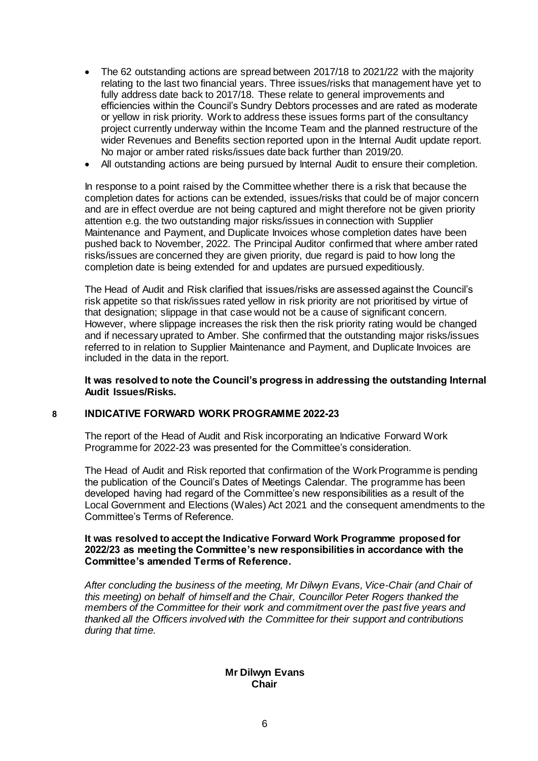- The 62 outstanding actions are spread between 2017/18 to 2021/22 with the majority relating to the last two financial years. Three issues/risks that management have yet to fully address date back to 2017/18. These relate to general improvements and efficiencies within the Council's Sundry Debtors processes and are rated as moderate or yellow in risk priority. Work to address these issues forms part of the consultancy project currently underway within the Income Team and the planned restructure of the wider Revenues and Benefits section reported upon in the Internal Audit update report. No major or amber rated risks/issues date back further than 2019/20.
- All outstanding actions are being pursued by Internal Audit to ensure their completion.

In response to a point raised by the Committee whether there is a risk that because the completion dates for actions can be extended, issues/risks that could be of major concern and are in effect overdue are not being captured and might therefore not be given priority attention e.g. the two outstanding major risks/issues in connection with Supplier Maintenance and Payment, and Duplicate Invoices whose completion dates have been pushed back to November, 2022. The Principal Auditor confirmed that where amber rated risks/issues are concerned they are given priority, due regard is paid to how long the completion date is being extended for and updates are pursued expeditiously.

The Head of Audit and Risk clarified that issues/risks are assessed against the Council's risk appetite so that risk/issues rated yellow in risk priority are not prioritised by virtue of that designation; slippage in that case would not be a cause of significant concern. However, where slippage increases the risk then the risk priority rating would be changed and if necessary uprated to Amber. She confirmed that the outstanding major risks/issues referred to in relation to Supplier Maintenance and Payment, and Duplicate Invoices are included in the data in the report.

**It was resolved to note the Council's progress in addressing the outstanding Internal Audit Issues/Risks.**

## 8 INDICATIVE FORWARD WORK PROGRAMME 2022-23

The report of the Head of Audit and Risk incorporating an Indicative Forward Work Programme for 2022-23 was presented for the Committee's consideration.

The Head of Audit and Risk reported that confirmation of the Work Programme is pending the publication of the Council's Dates of Meetings Calendar. The programme has been developed having had regard of the Committee's new responsibilities as a result of the Local Government and Elections (Wales) Act 2021 and the consequent amendments to the Committee's Terms of Reference.

**It was resolved to accept the Indicative Forward Work Programme proposed for 2022/23 as meeting the Committee's new responsibilities in accordance with the Committee's amended Terms of Reference.**

*After concluding the business of the meeting, Mr Dilwyn Evans, Vice-Chair (and Chair of this meeting) on behalf of himself and the Chair, Councillor Peter Rogers thanked the members of the Committee for their work and commitment over the past five years and thanked all the Officers involved with the Committee for their support and contributions during that time.*

**Mr Dilwyn Evans**
**Chair**